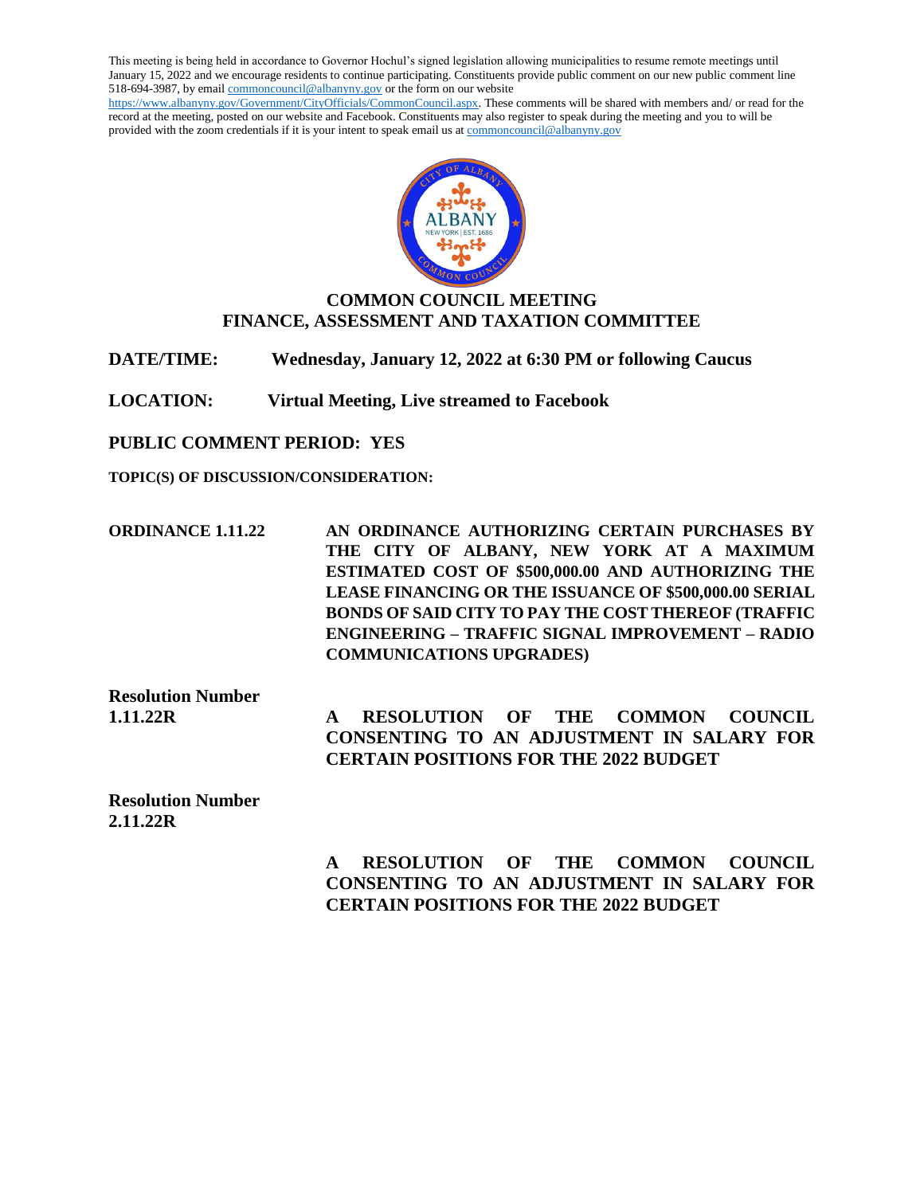This meeting is being held in accordance to Governor Hochul's signed legislation allowing municipalities to resume remote meetings until January 15, 2022 and we encourage residents to continue participating. Constituents provide public comment on our new public comment line 518-694-3987, by email commoncouncil@albanyny.gov or the form on our website https://www.albanyny.gov/Government/CityOfficials/CommonCouncil.aspx. These comments will be shared with members and/ or read for the record at the meeting, posted on our website and Facebook. Constituents may also register to speak during the meeting and you to will be provided with the zoom credentials if it is your intent to speak email us at commoncouncil@albanyny.gov

# COMMON COUNCIL MEETING
# FINANCE, ASSESSMENT AND TAXATION COMMITTEE

**DATE/TIME:** Wednesday, January 12, 2022 at 6:30 PM or following Caucus

**LOCATION:** Virtual Meeting, Live streamed to Facebook

**PUBLIC COMMENT PERIOD: YES**

**TOPIC(S) OF DISCUSSION/CONSIDERATION:**

**ORDINANCE 1.11.22** — **AN ORDINANCE AUTHORIZING CERTAIN PURCHASES BY THE CITY OF ALBANY, NEW YORK AT A MAXIMUM ESTIMATED COST OF $500,000.00 AND AUTHORIZING THE LEASE FINANCING OR THE ISSUANCE OF $500,000.00 SERIAL BONDS OF SAID CITY TO PAY THE COST THEREOF (TRAFFIC ENGINEERING – TRAFFIC SIGNAL IMPROVEMENT – RADIO COMMUNICATIONS UPGRADES)**

**Resolution Number 1.11.22R** — **A RESOLUTION OF THE COMMON COUNCIL CONSENTING TO AN ADJUSTMENT IN SALARY FOR CERTAIN POSITIONS FOR THE 2022 BUDGET**

**Resolution Number 2.11.22R** — **A RESOLUTION OF THE COMMON COUNCIL CONSENTING TO AN ADJUSTMENT IN SALARY FOR CERTAIN POSITIONS FOR THE 2022 BUDGET**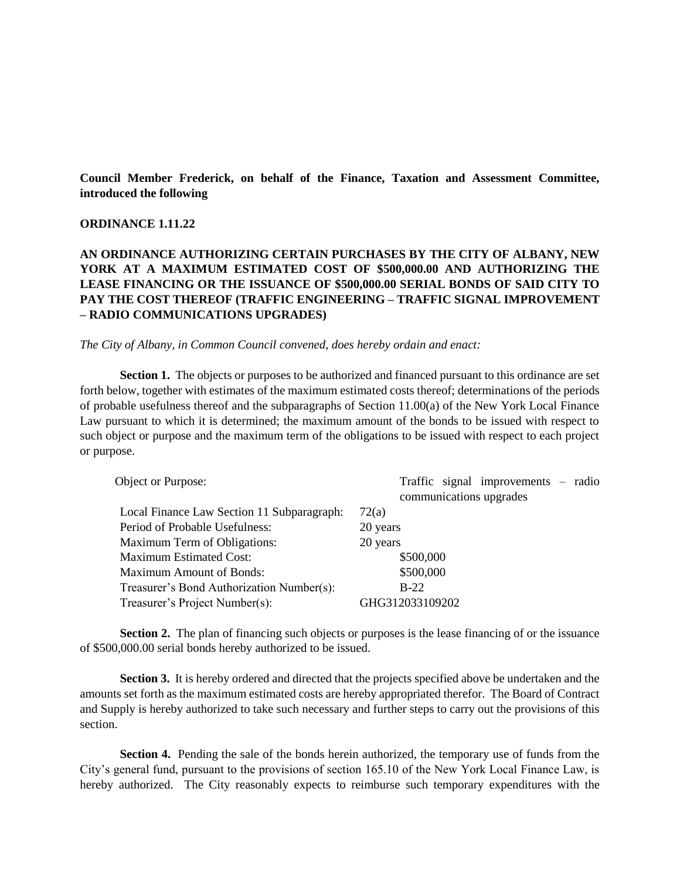**Council Member Frederick, on behalf of the Finance, Taxation and Assessment Committee, introduced the following**

**ORDINANCE 1.11.22**

**AN ORDINANCE AUTHORIZING CERTAIN PURCHASES BY THE CITY OF ALBANY, NEW YORK AT A MAXIMUM ESTIMATED COST OF $500,000.00 AND AUTHORIZING THE LEASE FINANCING OR THE ISSUANCE OF $500,000.00 SERIAL BONDS OF SAID CITY TO PAY THE COST THEREOF (TRAFFIC ENGINEERING – TRAFFIC SIGNAL IMPROVEMENT – RADIO COMMUNICATIONS UPGRADES)**

*The City of Albany, in Common Council convened, does hereby ordain and enact:*

**Section 1.** The objects or purposes to be authorized and financed pursuant to this ordinance are set forth below, together with estimates of the maximum estimated costs thereof; determinations of the periods of probable usefulness thereof and the subparagraphs of Section 11.00(a) of the New York Local Finance Law pursuant to which it is determined; the maximum amount of the bonds to be issued with respect to such object or purpose and the maximum term of the obligations to be issued with respect to each project or purpose.

| | |
|---|---|
| Object or Purpose: | Traffic signal improvements – radio communications upgrades |
| Local Finance Law Section 11 Subparagraph: | 72(a) |
| Period of Probable Usefulness: | 20 years |
| Maximum Term of Obligations: | 20 years |
| Maximum Estimated Cost: | $500,000 |
| Maximum Amount of Bonds: | $500,000 |
| Treasurer's Bond Authorization Number(s): | B-22 |
| Treasurer's Project Number(s): | GHG312033109202 |

**Section 2.** The plan of financing such objects or purposes is the lease financing of or the issuance of $500,000.00 serial bonds hereby authorized to be issued.

**Section 3.** It is hereby ordered and directed that the projects specified above be undertaken and the amounts set forth as the maximum estimated costs are hereby appropriated therefor. The Board of Contract and Supply is hereby authorized to take such necessary and further steps to carry out the provisions of this section.

**Section 4.** Pending the sale of the bonds herein authorized, the temporary use of funds from the City's general fund, pursuant to the provisions of section 165.10 of the New York Local Finance Law, is hereby authorized. The City reasonably expects to reimburse such temporary expenditures with the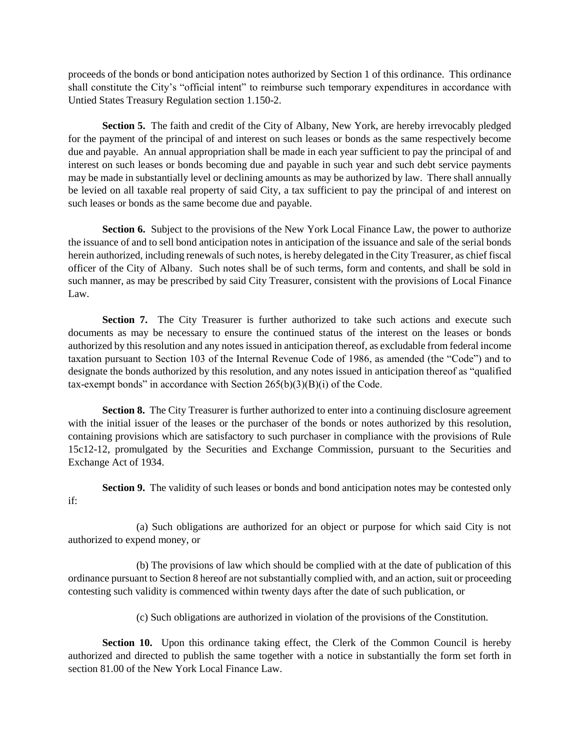proceeds of the bonds or bond anticipation notes authorized by Section 1 of this ordinance. This ordinance shall constitute the City's "official intent" to reimburse such temporary expenditures in accordance with Untied States Treasury Regulation section 1.150-2.

**Section 5.** The faith and credit of the City of Albany, New York, are hereby irrevocably pledged for the payment of the principal of and interest on such leases or bonds as the same respectively become due and payable. An annual appropriation shall be made in each year sufficient to pay the principal of and interest on such leases or bonds becoming due and payable in such year and such debt service payments may be made in substantially level or declining amounts as may be authorized by law. There shall annually be levied on all taxable real property of said City, a tax sufficient to pay the principal of and interest on such leases or bonds as the same become due and payable.

**Section 6.** Subject to the provisions of the New York Local Finance Law, the power to authorize the issuance of and to sell bond anticipation notes in anticipation of the issuance and sale of the serial bonds herein authorized, including renewals of such notes, is hereby delegated in the City Treasurer, as chief fiscal officer of the City of Albany. Such notes shall be of such terms, form and contents, and shall be sold in such manner, as may be prescribed by said City Treasurer, consistent with the provisions of Local Finance Law.

**Section 7.** The City Treasurer is further authorized to take such actions and execute such documents as may be necessary to ensure the continued status of the interest on the leases or bonds authorized by this resolution and any notes issued in anticipation thereof, as excludable from federal income taxation pursuant to Section 103 of the Internal Revenue Code of 1986, as amended (the "Code") and to designate the bonds authorized by this resolution, and any notes issued in anticipation thereof as "qualified tax-exempt bonds" in accordance with Section 265(b)(3)(B)(i) of the Code.

**Section 8.** The City Treasurer is further authorized to enter into a continuing disclosure agreement with the initial issuer of the leases or the purchaser of the bonds or notes authorized by this resolution, containing provisions which are satisfactory to such purchaser in compliance with the provisions of Rule 15c12-12, promulgated by the Securities and Exchange Commission, pursuant to the Securities and Exchange Act of 1934.

**Section 9.** The validity of such leases or bonds and bond anticipation notes may be contested only if:

(a) Such obligations are authorized for an object or purpose for which said City is not authorized to expend money, or

(b) The provisions of law which should be complied with at the date of publication of this ordinance pursuant to Section 8 hereof are not substantially complied with, and an action, suit or proceeding contesting such validity is commenced within twenty days after the date of such publication, or

(c) Such obligations are authorized in violation of the provisions of the Constitution.

**Section 10.** Upon this ordinance taking effect, the Clerk of the Common Council is hereby authorized and directed to publish the same together with a notice in substantially the form set forth in section 81.00 of the New York Local Finance Law.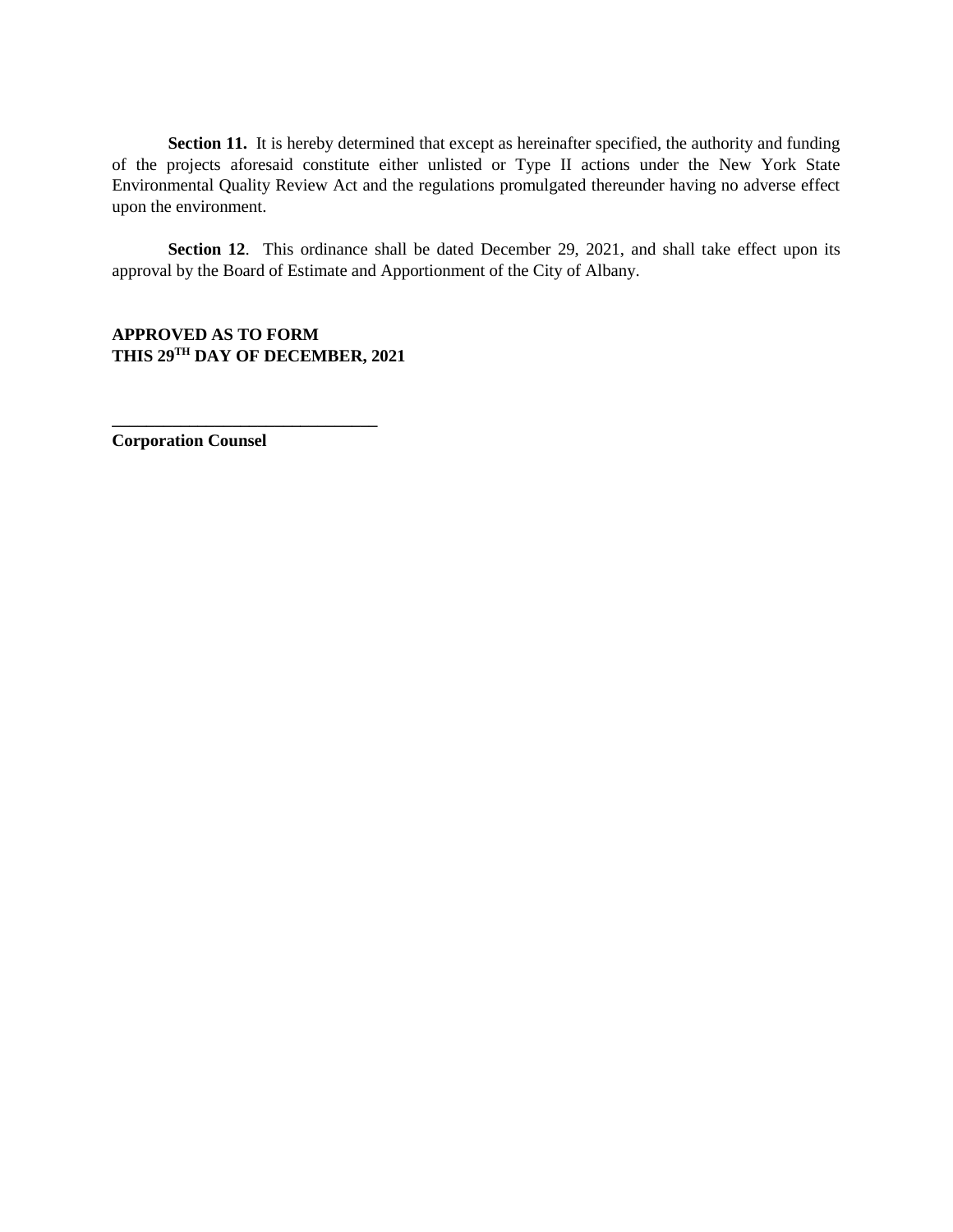**Section 11.** It is hereby determined that except as hereinafter specified, the authority and funding of the projects aforesaid constitute either unlisted or Type II actions under the New York State Environmental Quality Review Act and the regulations promulgated thereunder having no adverse effect upon the environment.

**Section 12**. This ordinance shall be dated December 29, 2021, and shall take effect upon its approval by the Board of Estimate and Apportionment of the City of Albany.

**APPROVED AS TO FORM**
**THIS 29TH DAY OF DECEMBER, 2021**

**______________________________**
**Corporation Counsel**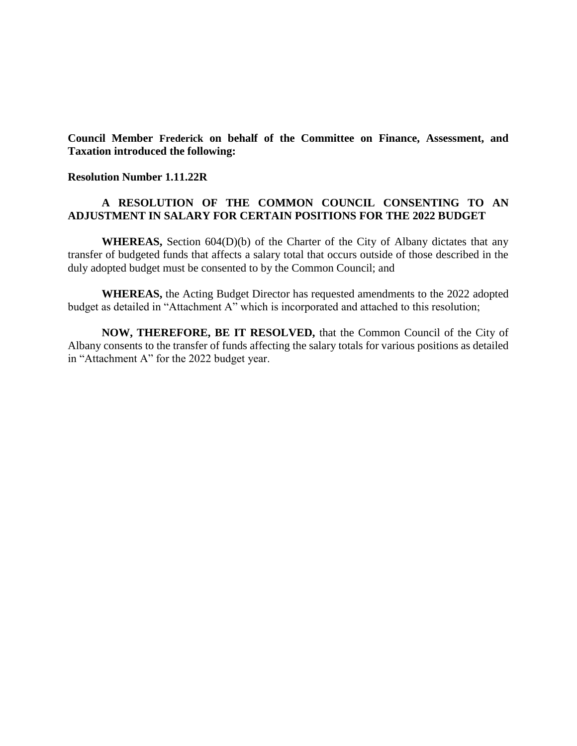**Council Member Frederick on behalf of the Committee on Finance, Assessment, and Taxation introduced the following:**

**Resolution Number 1.11.22R**

**A RESOLUTION OF THE COMMON COUNCIL CONSENTING TO AN ADJUSTMENT IN SALARY FOR CERTAIN POSITIONS FOR THE 2022 BUDGET**

**WHEREAS,** Section 604(D)(b) of the Charter of the City of Albany dictates that any transfer of budgeted funds that affects a salary total that occurs outside of those described in the duly adopted budget must be consented to by the Common Council; and

**WHEREAS,** the Acting Budget Director has requested amendments to the 2022 adopted budget as detailed in "Attachment A" which is incorporated and attached to this resolution;

**NOW, THEREFORE, BE IT RESOLVED,** that the Common Council of the City of Albany consents to the transfer of funds affecting the salary totals for various positions as detailed in "Attachment A" for the 2022 budget year.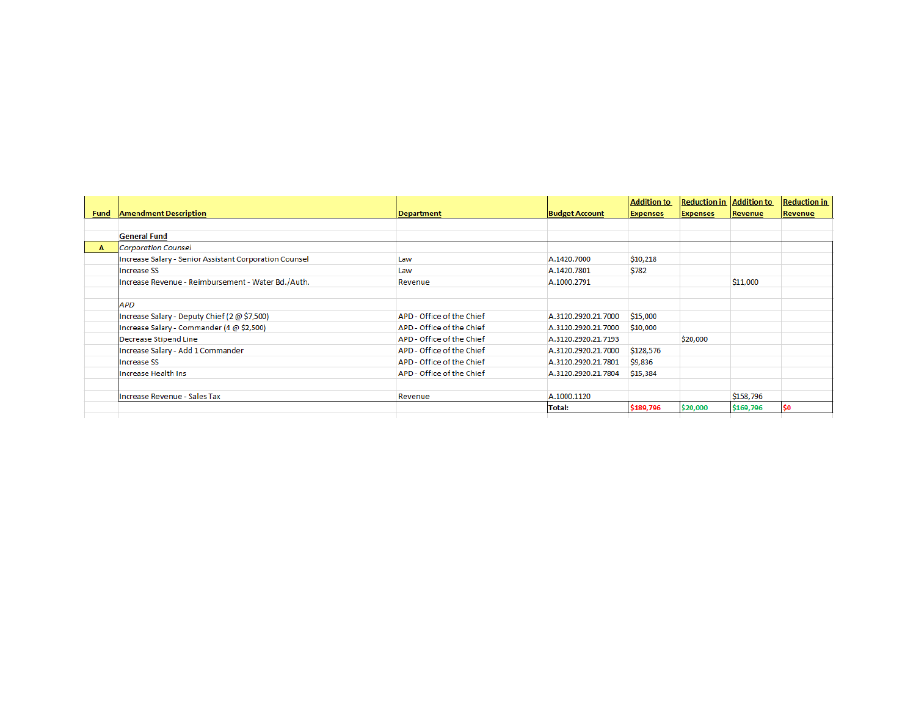| Fund | Amendment Description | Department | Budget Account | Addition to Expenses | Reduction in Expenses | Addition to Revenue | Reduction in Revenue |
|---|---|---|---|---|---|---|---|
| | **General Fund** | | | | | | |
| A | *Corporation Counsel* | | | | | | |
| | Increase Salary - Senior Assistant Corporation Counsel | Law | A.1420.7000 | $10,218 | | | |
| | Increase SS | Law | A.1420.7801 | $782 | | | |
| | Increase Revenue - Reimbursement - Water Bd./Auth. | Revenue | A.1000.2791 | | | $11,000 | |
| | | | | | | | |
| | *APD* | | | | | | |
| | Increase Salary - Deputy Chief (2 @ $7,500) | APD - Office of the Chief | A.3120.2920.21.7000 | $15,000 | | | |
| | Increase Salary - Commander (4 @ $2,500) | APD - Office of the Chief | A.3120.2920.21.7000 | $10,000 | | | |
| | Decrease Stipend Line | APD - Office of the Chief | A.3120.2920.21.7193 | | $20,000 | | |
| | Increase Salary - Add 1 Commander | APD - Office of the Chief | A.3120.2920.21.7000 | $128,576 | | | |
| | Increase SS | APD - Office of the Chief | A.3120.2920.21.7801 | $9,836 | | | |
| | Increase Health Ins | APD - Office of the Chief | A.3120.2920.21.7804 | $15,384 | | | |
| | | | | | | | |
| | Increase Revenue - Sales Tax | Revenue | A.1000.1120 | | | $158,796 | |
| | | | **Total:** | **$189,796** | **$20,000** | **$169,796** | **$0** |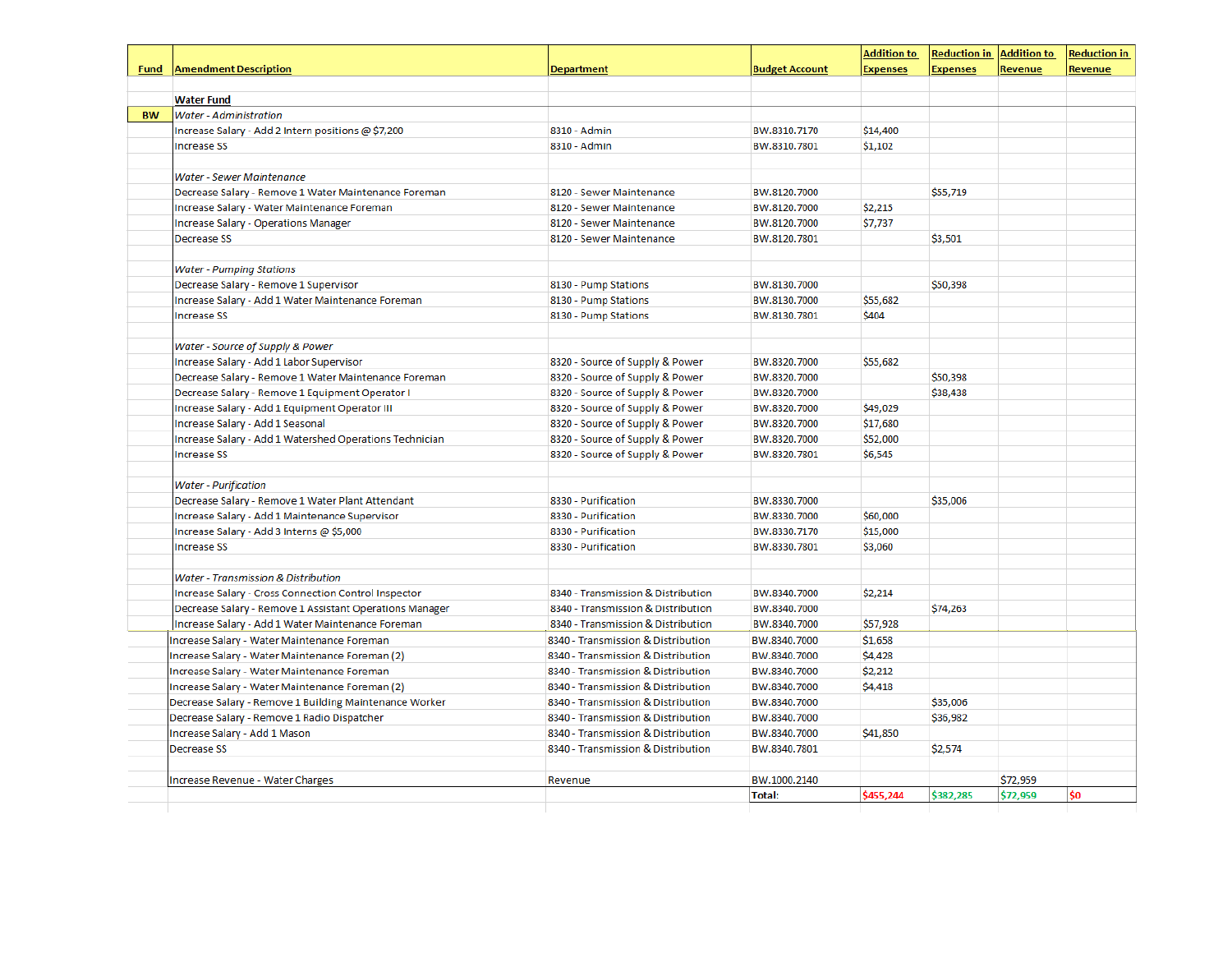| Fund | Amendment Description | Department | Budget Account | Addition to Expenses | Reduction in Expenses | Addition to Revenue | Reduction in Revenue |
|---|---|---|---|---|---|---|---|
| | **Water Fund** | | | | | | |
| BW | *Water - Administration* | | | | | | |
| | Increase Salary - Add 2 Intern positions @ $7,200 | 8310 - Admin | BW.8310.7170 | $14,400 | | | |
| | Increase SS | 8310 - Admin | BW.8310.7801 | $1,102 | | | |
| | *Water - Sewer Maintenance* | | | | | | |
| | Decrease Salary - Remove 1 Water Maintenance Foreman | 8120 - Sewer Maintenance | BW.8120.7000 | | $55,719 | | |
| | Increase Salary - Water Maintenance Foreman | 8120 - Sewer Maintenance | BW.8120.7000 | $2,215 | | | |
| | Increase Salary - Operations Manager | 8120 - Sewer Maintenance | BW.8120.7000 | $7,737 | | | |
| | Decrease SS | 8120 - Sewer Maintenance | BW.8120.7801 | | $3,501 | | |
| | *Water - Pumping Stations* | | | | | | |
| | Decrease Salary - Remove 1 Supervisor | 8130 - Pump Stations | BW.8130.7000 | | $50,398 | | |
| | Increase Salary - Add 1 Water Maintenance Foreman | 8130 - Pump Stations | BW.8130.7000 | $55,682 | | | |
| | Increase SS | 8130 - Pump Stations | BW.8130.7801 | $404 | | | |
| | *Water - Source of Supply & Power* | | | | | | |
| | Increase Salary - Add 1 Labor Supervisor | 8320 - Source of Supply & Power | BW.8320.7000 | $55,682 | | | |
| | Decrease Salary - Remove 1 Water Maintenance Foreman | 8320 - Source of Supply & Power | BW.8320.7000 | | $50,398 | | |
| | Decrease Salary - Remove 1 Equipment Operator I | 8320 - Source of Supply & Power | BW.8320.7000 | | $38,438 | | |
| | Increase Salary - Add 1 Equipment Operator III | 8320 - Source of Supply & Power | BW.8320.7000 | $49,029 | | | |
| | Increase Salary - Add 1 Seasonal | 8320 - Source of Supply & Power | BW.8320.7000 | $17,680 | | | |
| | Increase Salary - Add 1 Watershed Operations Technician | 8320 - Source of Supply & Power | BW.8320.7000 | $52,000 | | | |
| | Increase SS | 8320 - Source of Supply & Power | BW.8320.7801 | $6,545 | | | |
| | *Water - Purification* | | | | | | |
| | Decrease Salary - Remove 1 Water Plant Attendant | 8330 - Purification | BW.8330.7000 | | $35,006 | | |
| | Increase Salary - Add 1 Maintenance Supervisor | 8330 - Purification | BW.8330.7000 | $60,000 | | | |
| | Increase Salary - Add 3 Interns @ $5,000 | 8330 - Purification | BW.8330.7170 | $15,000 | | | |
| | Increase SS | 8330 - Purification | BW.8330.7801 | $3,060 | | | |
| | *Water - Transmission & Distribution* | | | | | | |
| | Increase Salary - Cross Connection Control Inspector | 8340 - Transmission & Distribution | BW.8340.7000 | $2,214 | | | |
| | Decrease Salary - Remove 1 Assistant Operations Manager | 8340 - Transmission & Distribution | BW.8340.7000 | | $74,263 | | |
| | Increase Salary - Add 1 Water Maintenance Foreman | 8340 - Transmission & Distribution | BW.8340.7000 | $57,928 | | | |
| | Increase Salary - Water Maintenance Foreman | 8340 - Transmission & Distribution | BW.8340.7000 | $1,658 | | | |
| | Increase Salary - Water Maintenance Foreman (2) | 8340 - Transmission & Distribution | BW.8340.7000 | $4,428 | | | |
| | Increase Salary - Water Maintenance Foreman | 8340 - Transmission & Distribution | BW.8340.7000 | $2,212 | | | |
| | Increase Salary - Water Maintenance Foreman (2) | 8340 - Transmission & Distribution | BW.8340.7000 | $4,418 | | | |
| | Decrease Salary - Remove 1 Building Maintenance Worker | 8340 - Transmission & Distribution | BW.8340.7000 | | $35,006 | | |
| | Decrease Salary - Remove 1 Radio Dispatcher | 8340 - Transmission & Distribution | BW.8340.7000 | | $36,982 | | |
| | Increase Salary - Add 1 Mason | 8340 - Transmission & Distribution | BW.8340.7000 | $41,850 | | | |
| | Decrease SS | 8340 - Transmission & Distribution | BW.8340.7801 | | $2,574 | | |
| | Increase Revenue - Water Charges | Revenue | BW.1000.2140 | | | $72,959 | |
| | | | Total: | $455,244 | $382,285 | $72,959 | $0 |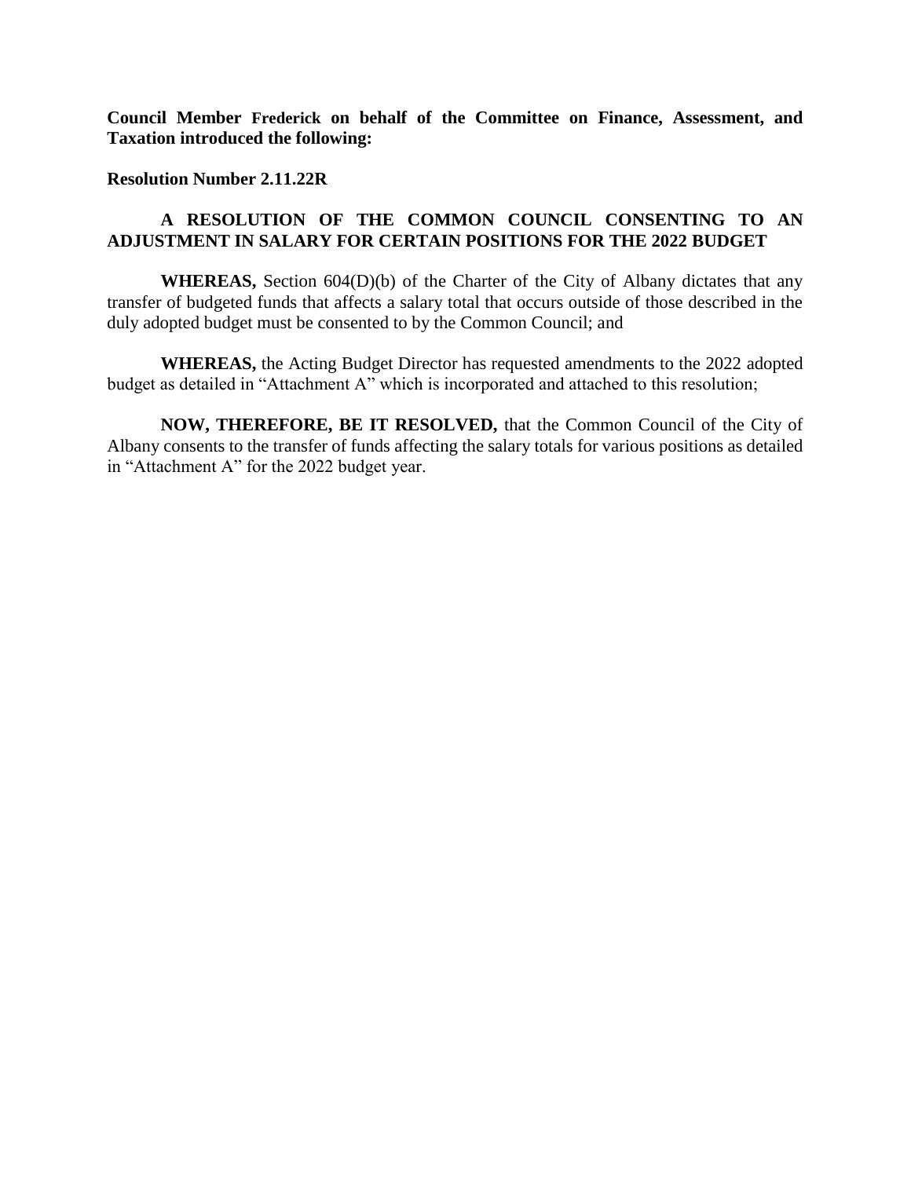**Council Member Frederick on behalf of the Committee on Finance, Assessment, and Taxation introduced the following:**

**Resolution Number 2.11.22R**

**A RESOLUTION OF THE COMMON COUNCIL CONSENTING TO AN ADJUSTMENT IN SALARY FOR CERTAIN POSITIONS FOR THE 2022 BUDGET**

**WHEREAS,** Section 604(D)(b) of the Charter of the City of Albany dictates that any transfer of budgeted funds that affects a salary total that occurs outside of those described in the duly adopted budget must be consented to by the Common Council; and

**WHEREAS,** the Acting Budget Director has requested amendments to the 2022 adopted budget as detailed in "Attachment A" which is incorporated and attached to this resolution;

**NOW, THEREFORE, BE IT RESOLVED,** that the Common Council of the City of Albany consents to the transfer of funds affecting the salary totals for various positions as detailed in "Attachment A" for the 2022 budget year.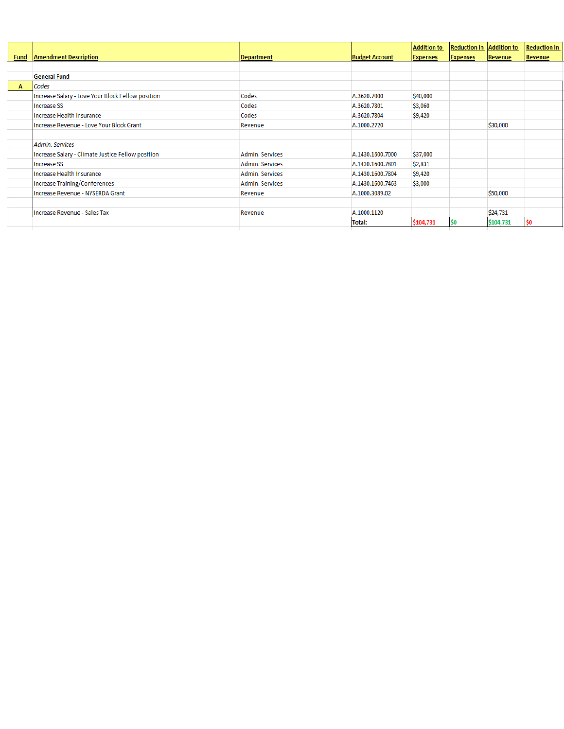| Fund | Amendment Description | Department | Budget Account | Addition to Expenses | Reduction in Expenses | Addition to Revenue | Reduction in Revenue |
|---|---|---|---|---|---|---|---|
| | | | | | | | |
| | General Fund | | | | | | |
| A | *Codes* | | | | | | |
| | Increase Salary - Love Your Block Fellow position | Codes | A.3620.7000 | $40,000 | | | |
| | Increase SS | Codes | A.3620.7801 | $3,060 | | | |
| | Increase Health Insurance | Codes | A.3620.7804 | $9,420 | | | |
| | Increase Revenue - Love Your Block Grant | Revenue | A.1000.2720 | | | $30,000 | |
| | | | | | | | |
| | *Admin. Services* | | | | | | |
| | Increase Salary - Climate Justice Fellow position | Admin. Services | A.1430.1600.7000 | $37,000 | | | |
| | Increase SS | Admin. Services | A.1430.1600.7801 | $2,831 | | | |
| | Increase Health Insurance | Admin. Services | A.1430.1600.7804 | $9,420 | | | |
| | Increase Training/Conferences | Admin. Services | A.1430.1600.7463 | $3,000 | | | |
| | Increase Revenue - NYSERDA Grant | Revenue | A.1000.3089.02 | | | $50,000 | |
| | | | | | | | |
| | Increase Revenue - Sales Tax | Revenue | A.1000.1120 | | | $24,731 | |
| | | | Total: | $104,731 | $0 | $104,731 | $0 |